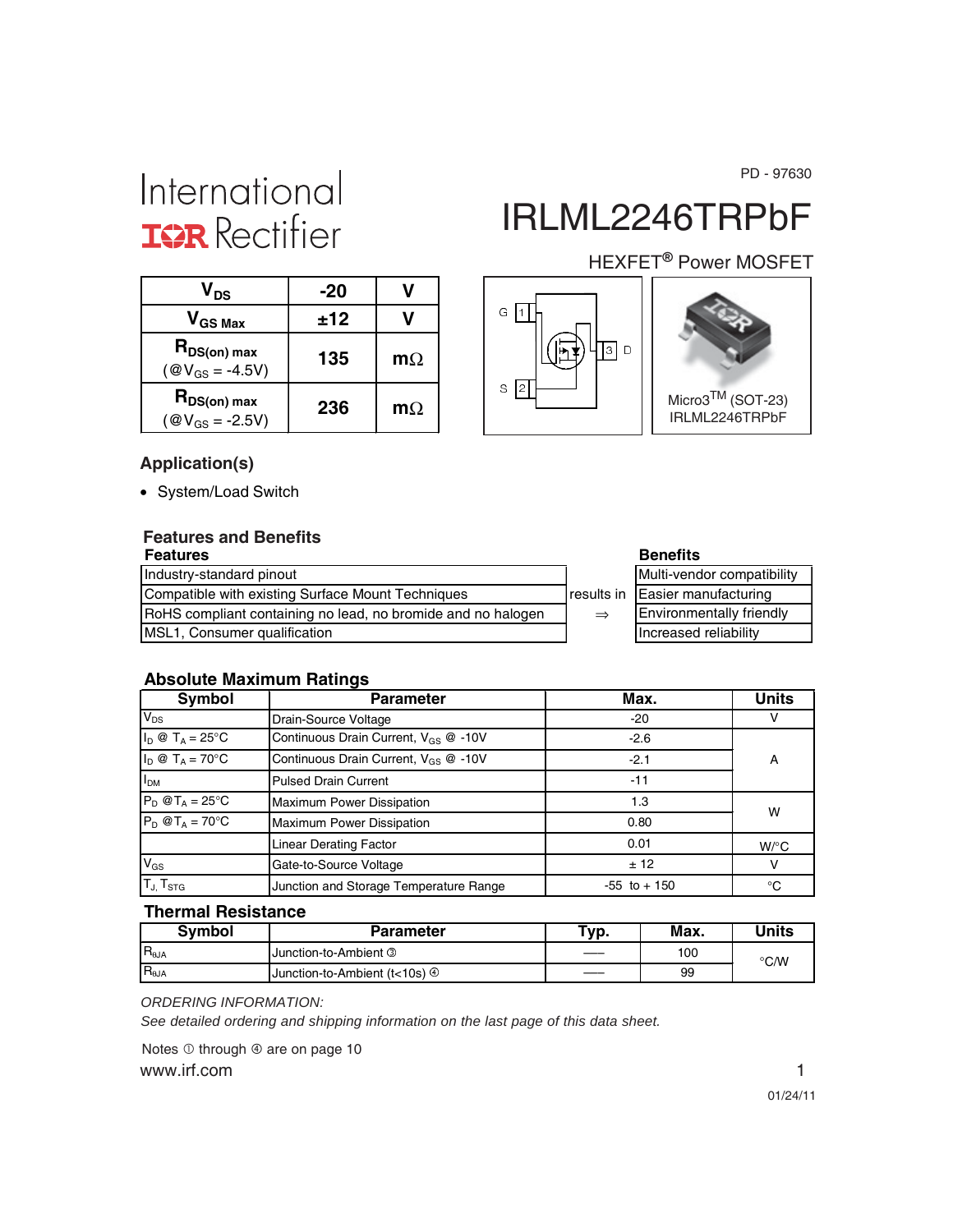PD - 97630

International IOR Rectifier

# IRLML2246TRPbF

HEXFET® Power MOSFET

| | | |
|---|---|---|
| $V_{DS}$ | -20 | V |
| $V_{GS\ Max}$ | ±12 | V |
| $R_{DS(on)\ max}$ (@$V_{GS}$ = -4.5V) | 135 | mΩ |
| $R_{DS(on)\ max}$ (@$V_{GS}$ = -2.5V) | 236 | mΩ |

G 1, S 2, 3 D

Micro3™ (SOT-23)
IRLML2246TRPbF

## Application(s)

- System/Load Switch

## Features and Benefits

| Features | | Benefits |
|---|---|---|
| Industry-standard pinout | results in ⇒ | Multi-vendor compatibility |
| Compatible with existing Surface Mount Techniques | | Easier manufacturing |
| RoHS compliant containing no lead, no bromide and no halogen | | Environmentally friendly |
| MSL1, Consumer qualification | | Increased reliability |

## Absolute Maximum Ratings

| Symbol | Parameter | Max. | Units |
|---|---|---|---|
| $V_{DS}$ | Drain-Source Voltage | -20 | V |
| $I_D$ @ $T_A$ = 25°C | Continuous Drain Current, $V_{GS}$ @ -10V | -2.6 | A |
| $I_D$ @ $T_A$ = 70°C | Continuous Drain Current, $V_{GS}$ @ -10V | -2.1 | |
| $I_{DM}$ | Pulsed Drain Current | -11 | |
| $P_D$ @$T_A$ = 25°C | Maximum Power Dissipation | 1.3 | W |
| $P_D$ @$T_A$ = 70°C | Maximum Power Dissipation | 0.80 | |
| | Linear Derating Factor | 0.01 | W/°C |
| $V_{GS}$ | Gate-to-Source Voltage | ± 12 | V |
| $T_J$, $T_{STG}$ | Junction and Storage Temperature Range | -55 to + 150 | °C |

## Thermal Resistance

| Symbol | Parameter | Typ. | Max. | Units |
|---|---|---|---|---|
| $R_{\theta JA}$ | Junction-to-Ambient ③ | —— | 100 | °C/W |
| $R_{\theta JA}$ | Junction-to-Ambient (t<10s) ④ | —— | 99 | |

*ORDERING INFORMATION:*
*See detailed ordering and shipping information on the last page of this data sheet.*

Notes ① through ④ are on page 10

www.irf.com

01/24/11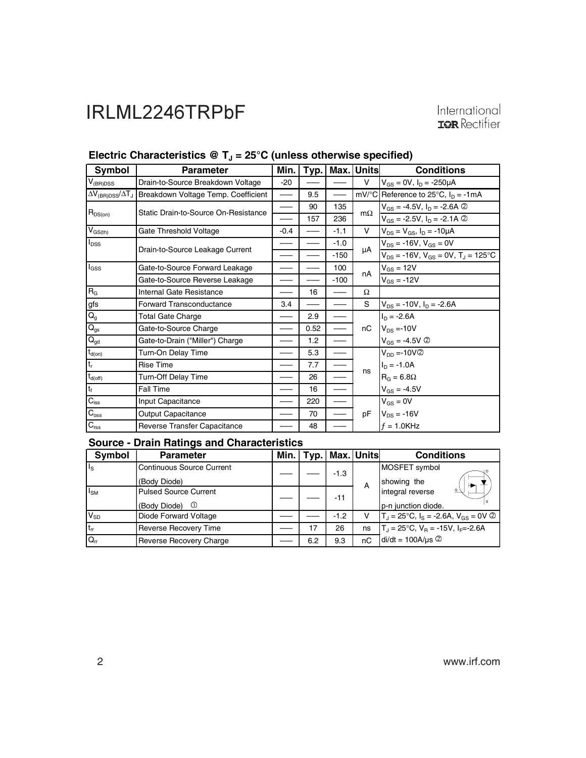## Electric Characteristics @ $T_J$ = 25°C (unless otherwise specified)

| Symbol | Parameter | Min. | Typ. | Max. | Units | Conditions |
|---|---|---|---|---|---|---|
| $V_{(BR)DSS}$ | Drain-to-Source Breakdown Voltage | -20 | —— | —— | V | $V_{GS}$ = 0V, $I_D$ = -250μA |
| $\Delta V_{(BR)DSS}/\Delta T_J$ | Breakdown Voltage Temp. Coefficient | —— | 9.5 | —— | mV/°C | Reference to 25°C, $I_D$ = -1mA |
| $R_{DS(on)}$ | Static Drain-to-Source On-Resistance | —— | 90 | 135 | mΩ | $V_{GS}$ = -4.5V, $I_D$ = -2.6A ② |
| | | —— | 157 | 236 | | $V_{GS}$ = -2.5V, $I_D$ = -2.1A ② |
| $V_{GS(th)}$ | Gate Threshold Voltage | -0.4 | —— | -1.1 | V | $V_{DS} = V_{GS}$, $I_D$ = -10μA |
| $I_{DSS}$ | Drain-to-Source Leakage Current | —— | —— | -1.0 | μA | $V_{DS}$ = -16V, $V_{GS}$ = 0V |
| | | —— | —— | -150 | | $V_{DS}$ = -16V, $V_{GS}$ = 0V, $T_J$ = 125°C |
| $I_{GSS}$ | Gate-to-Source Forward Leakage | —— | —— | 100 | nA | $V_{GS}$ = 12V |
| | Gate-to-Source Reverse Leakage | —— | —— | -100 | | $V_{GS}$ = -12V |
| $R_G$ | Internal Gate Resistance | —— | 16 | —— | Ω | |
| gfs | Forward Transconductance | 3.4 | —— | —— | S | $V_{DS}$ = -10V, $I_D$ = -2.6A |
| $Q_g$ | Total Gate Charge | —— | 2.9 | —— | nC | $I_D$ = -2.6A |
| $Q_{gs}$ | Gate-to-Source Charge | —— | 0.52 | —— | | $V_{DS}$ =-10V |
| $Q_{gd}$ | Gate-to-Drain ("Miller") Charge | —— | 1.2 | —— | | $V_{GS}$ = -4.5V ② |
| $t_{d(on)}$ | Turn-On Delay Time | —— | 5.3 | —— | ns | $V_{DD}$ =-10V② |
| $t_r$ | Rise Time | —— | 7.7 | —— | | $I_D$ = -1.0A |
| $t_{d(off)}$ | Turn-Off Delay Time | —— | 26 | —— | | $R_G$ = 6.8Ω |
| $t_f$ | Fall Time | —— | 16 | —— | | $V_{GS}$ = -4.5V |
| $C_{iss}$ | Input Capacitance | —— | 220 | —— | pF | $V_{GS}$ = 0V |
| $C_{oss}$ | Output Capacitance | —— | 70 | —— | | $V_{DS}$ = -16V |
| $C_{rss}$ | Reverse Transfer Capacitance | —— | 48 | —— | | $f$ = 1.0KHz |

## Source - Drain Ratings and Characteristics

| Symbol | Parameter | Min. | Typ. | Max. | Units | Conditions |
|---|---|---|---|---|---|---|
| $I_S$ | Continuous Source Current (Body Diode) | —— | —— | -1.3 | A | MOSFET symbol showing the integral reverse p-n junction diode. |
| $I_{SM}$ | Pulsed Source Current (Body Diode) ① | —— | —— | -11 | | |
| $V_{SD}$ | Diode Forward Voltage | —— | —— | -1.2 | V | $T_J$ = 25°C, $I_S$ = -2.6A, $V_{GS}$ = 0V ② |
| $t_{rr}$ | Reverse Recovery Time | —— | 17 | 26 | ns | $T_J$ = 25°C, $V_R$ = -15V, $I_F$=-2.6A |
| $Q_{rr}$ | Reverse Recovery Charge | —— | 6.2 | 9.3 | nC | di/dt = 100A/μs ② |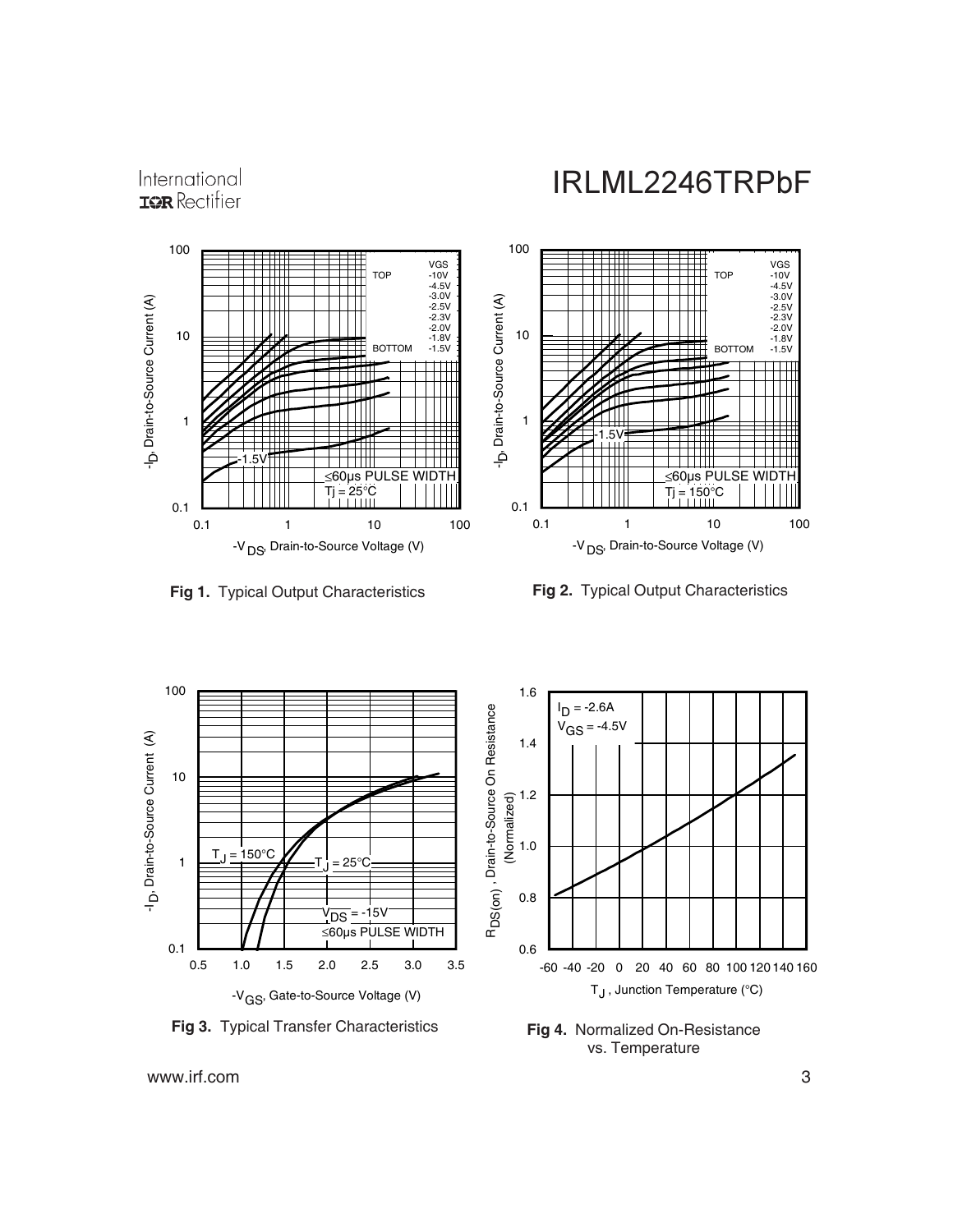**Fig 1.** Typical Output Characteristics

**Fig 2.** Typical Output Characteristics

**Fig 3.** Typical Transfer Characteristics

**Fig 4.** Normalized On-Resistance vs. Temperature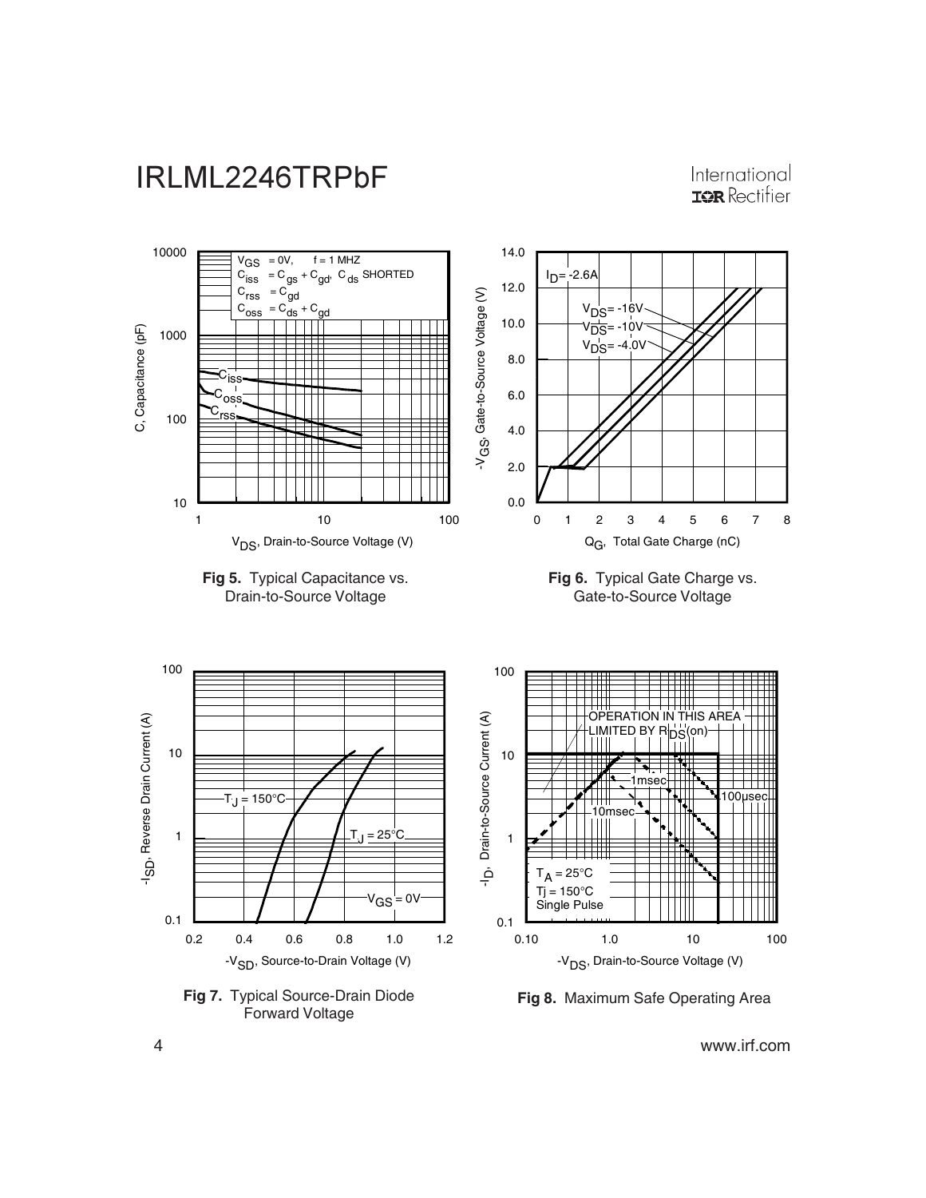Fig 5. Typical Capacitance vs. Drain-to-Source Voltage

Fig 6. Typical Gate Charge vs. Gate-to-Source Voltage

Fig 7. Typical Source-Drain Diode Forward Voltage

Fig 8. Maximum Safe Operating Area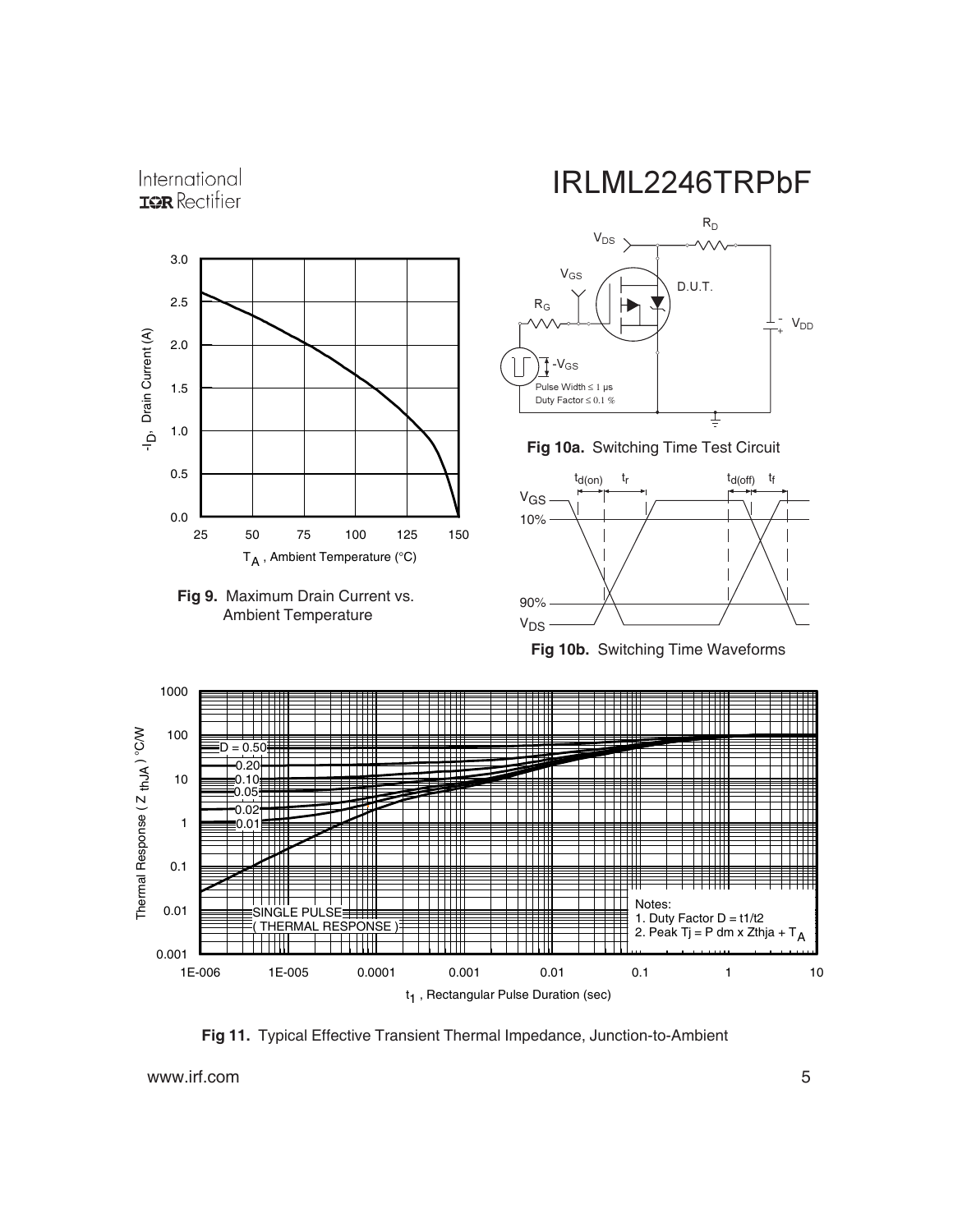Fig 9. Maximum Drain Current vs. Ambient Temperature

Fig 10a. Switching Time Test Circuit

Fig 10b. Switching Time Waveforms

Fig 11. Typical Effective Transient Thermal Impedance, Junction-to-Ambient

Notes:
1. Duty Factor $D = t1/t2$
2. Peak $T_j = P_{dm} \times Z_{thja} + T_A$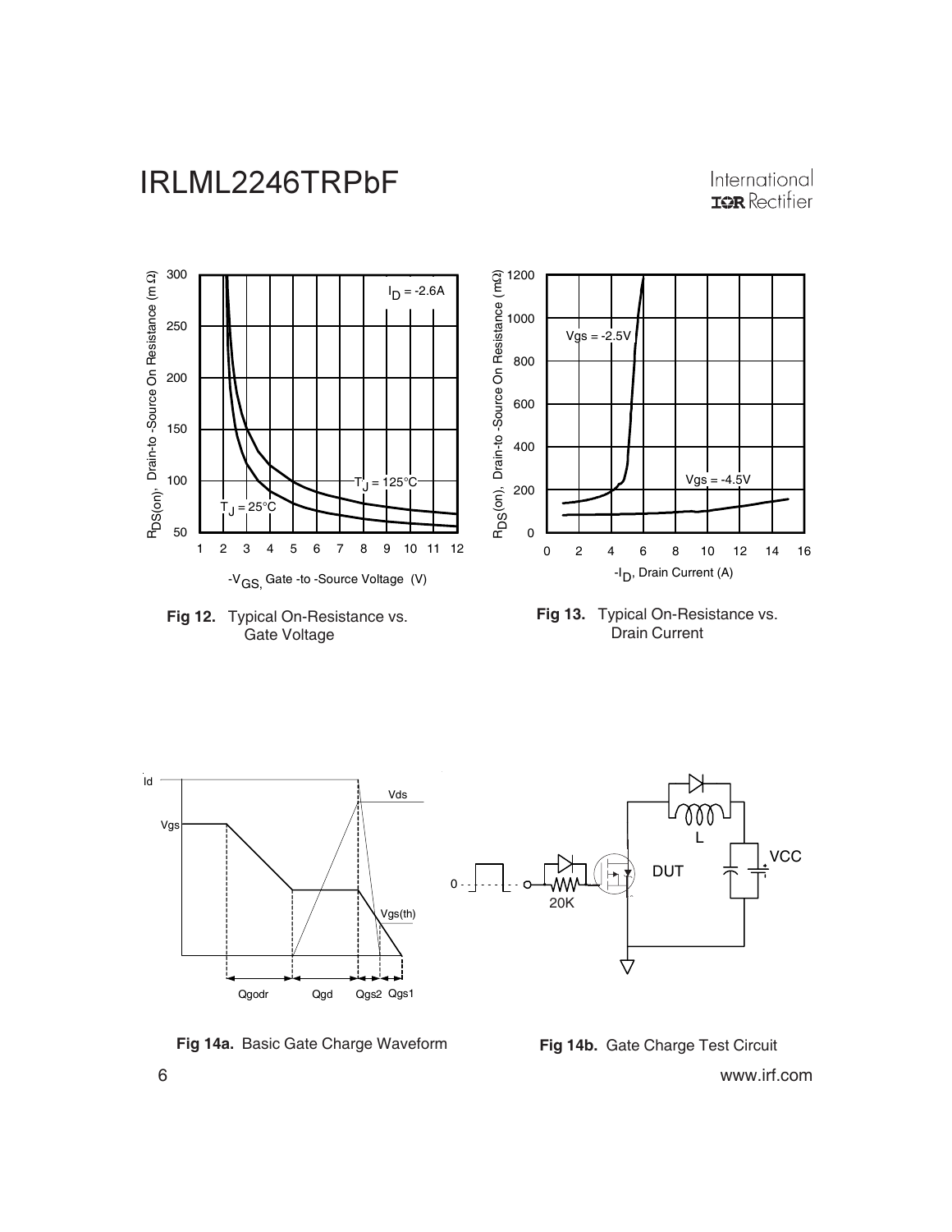Fig 12. Typical On-Resistance vs. Gate Voltage

Fig 13. Typical On-Resistance vs. Drain Current

Fig 14a. Basic Gate Charge Waveform

Fig 14b. Gate Charge Test Circuit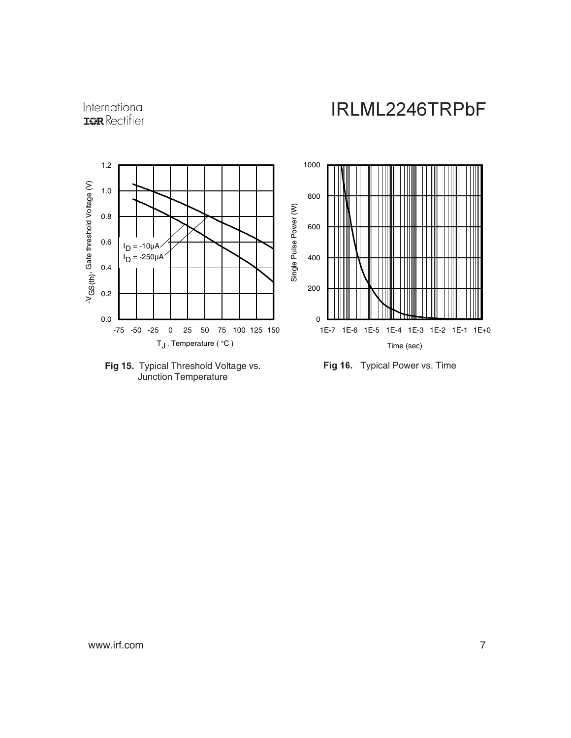Fig 15. Typical Threshold Voltage vs. Junction Temperature

Fig 16. Typical Power vs. Time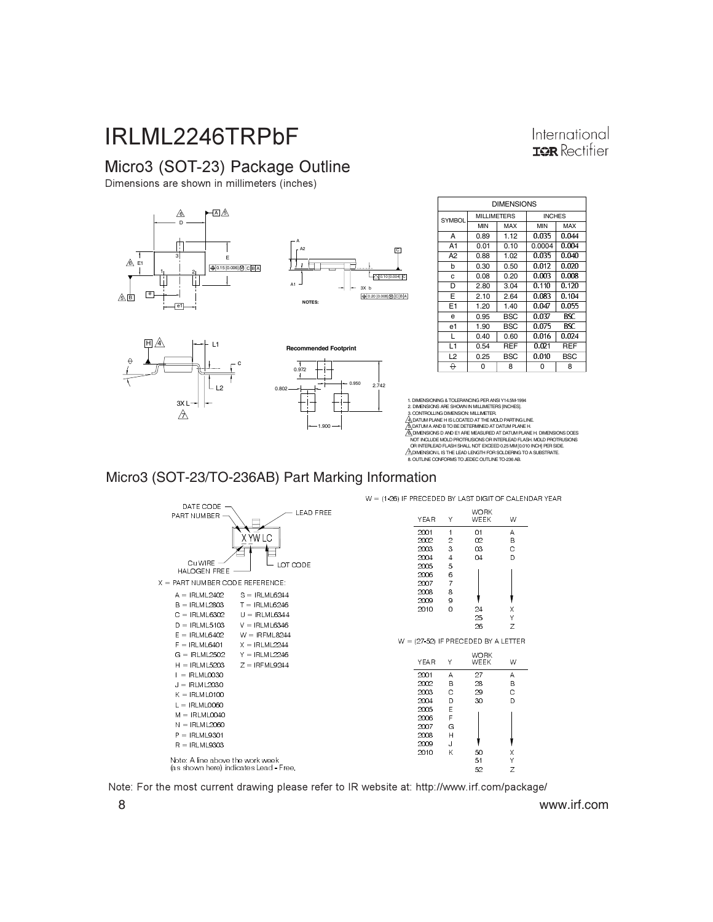# IRLML2246TRPbF

## Micro3 (SOT-23) Package Outline

Dimensions are shown in millimeters (inches)

| SYMBOL | MILLIMETERS | | INCHES | |
|---|---|---|---|---|
| | MIN | MAX | MIN | MAX |
| A | 0.89 | 1.12 | 0.035 | 0.044 |
| A1 | 0.01 | 0.10 | 0.0004 | 0.004 |
| A2 | 0.88 | 1.02 | 0.035 | 0.040 |
| b | 0.30 | 0.50 | 0.012 | 0.020 |
| c | 0.08 | 0.20 | 0.003 | 0.008 |
| D | 2.80 | 3.04 | 0.110 | 0.120 |
| E | 2.10 | 2.64 | 0.083 | 0.104 |
| E1 | 1.20 | 1.40 | 0.047 | 0.055 |
| e | 0.95 | BSC | 0.037 | BSC |
| e1 | 1.90 | BSC | 0.075 | BSC |
| L | 0.40 | 0.60 | 0.016 | 0.024 |
| L1 | 0.54 | REF | 0.021 | REF |
| L2 | 0.25 | BSC | 0.010 | BSC |
| θ | 0 | 8 | 0 | 8 |

**Recommended Footprint**

0.972, 0.950, 2.742, 0.802, 1.900

NOTES:

1. DIMENSIONING & TOLERANCING PER ANSI Y14.5M-1994
2. DIMENSIONS ARE SHOWN IN MILLIMETERS [INCHES].
3. CONTROLLING DIMENSION: MILLIMETER.
4. DATUM PLANE H IS LOCATED AT THE MOLD PARTING LINE.
5. DATUM A AND B TO BE DETERMINED AT DATUM PLANE H.
6. DIMENSIONS D AND E1 ARE MEASURED AT DATUM PLANE H. DIMENSIONS DOES NOT INCLUDE MOLD PROTRUSIONS OR INTERLEAD FLASH. MOLD PROTRUSIONS OR INTERLEAD FLASH SHALL NOT EXCEED 0.25 MM [0.010 INCH] PER SIDE.
7. DIMENSION L IS THE LEAD LENGTH FOR SOLDERING TO A SUBSTRATE.
8. OUTLINE CONFORMS TO JEDEC OUTLINE TO-236 AB.

## Micro3 (SOT-23/TO-236AB) Part Marking Information

DATE CODE, PART NUMBER, LEAD FREE, XYWLC, Cu WIRE HALOGEN FREE, LOT CODE

X = PART NUMBER CODE REFERENCE:

| | |
|---|---|
| A = IRLML2402 | S = IRLML6244 |
| B = IRLML2803 | T = IRLML6246 |
| C = IRLML6302 | U = IRLML6344 |
| D = IRLML5103 | V = IRLML6346 |
| E = IRLML6402 | W = IRFML8244 |
| F = IRLML6401 | X = IRLML2244 |
| G = IRLML2502 | Y = IRLML2246 |
| H = IRLML5203 | Z = IRFML9244 |
| I = IRLML0030 | |
| J = IRLML2030 | |
| K = IRLML0100 | |
| L = IRLML0060 | |
| M = IRLML0040 | |
| N = IRLML2060 | |
| P = IRLML9301 | |
| R = IRLML9303 | |

Note: A line above the work week (as shown here) indicates Lead - Free.

W = (1-26) IF PRECEDED BY LAST DIGIT OF CALENDAR YEAR

| YEAR | Y | WORK WEEK | W |
|---|---|---|---|
| 2001 | 1 | 01 | A |
| 2002 | 2 | 02 | B |
| 2003 | 3 | 03 | C |
| 2004 | 4 | 04 | D |
| 2005 | 5 | | |
| 2006 | 6 | | |
| 2007 | 7 | | |
| 2008 | 8 | | |
| 2009 | 9 | | |
| 2010 | 0 | 24 | X |
| | | 25 | Y |
| | | 26 | Z |

W = (27-52) IF PRECEDED BY A LETTER

| YEAR | Y | WORK WEEK | W |
|---|---|---|---|
| 2001 | A | 27 | A |
| 2002 | B | 28 | B |
| 2003 | C | 29 | C |
| 2004 | D | 30 | D |
| 2005 | E | | |
| 2006 | F | | |
| 2007 | G | | |
| 2008 | H | | |
| 2009 | J | | |
| 2010 | K | 50 | X |
| | | 51 | Y |
| | | 52 | Z |

Note: For the most current drawing please refer to IR website at: http://www.irf.com/package/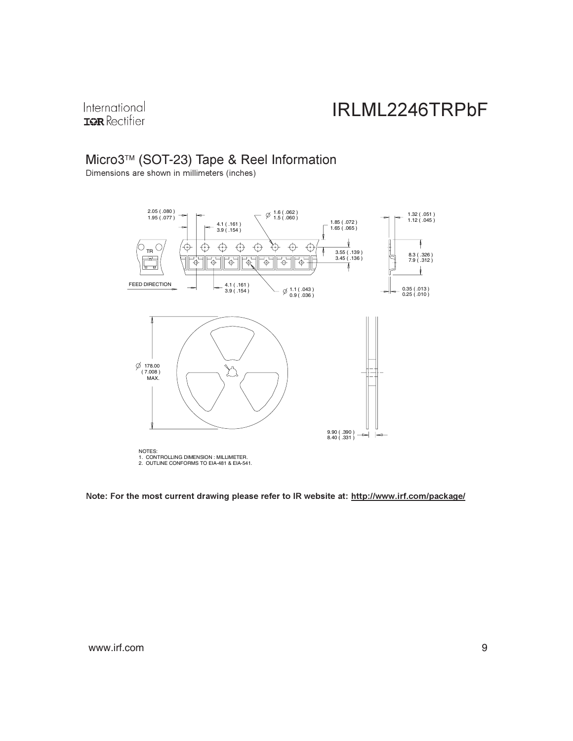## Micro3™ (SOT-23) Tape & Reel Information

Dimensions are shown in millimeters (inches)

2.05 ( .080 )
1.95 ( .077 )

4.1 ( .161 )
3.9 ( .154 )

Ø 1.6 ( .062 )
1.5 ( .060 )

1.85 ( .072 )
1.65 ( .065 )

1.32 ( .051 )
1.12 ( .045 )

TR

3.55 ( .139 )
3.45 ( .136 )

8.3 ( .326 )
7.9 ( .312 )

FEED DIRECTION

4.1 ( .161 )
3.9 ( .154 )

Ø 1.1 ( .043 )
0.9 ( .036 )

0.35 ( .013 )
0.25 ( .010 )

Ø 178.00
( 7.008 )
MAX.

9.90 ( .390 )
8.40 ( .331 )

NOTES:
1. CONTROLLING DIMENSION : MILLIMETER.
2. OUTLINE CONFORMS TO EIA-481 & EIA-541.

**Note: For the most current drawing please refer to IR website at: http://www.irf.com/package/**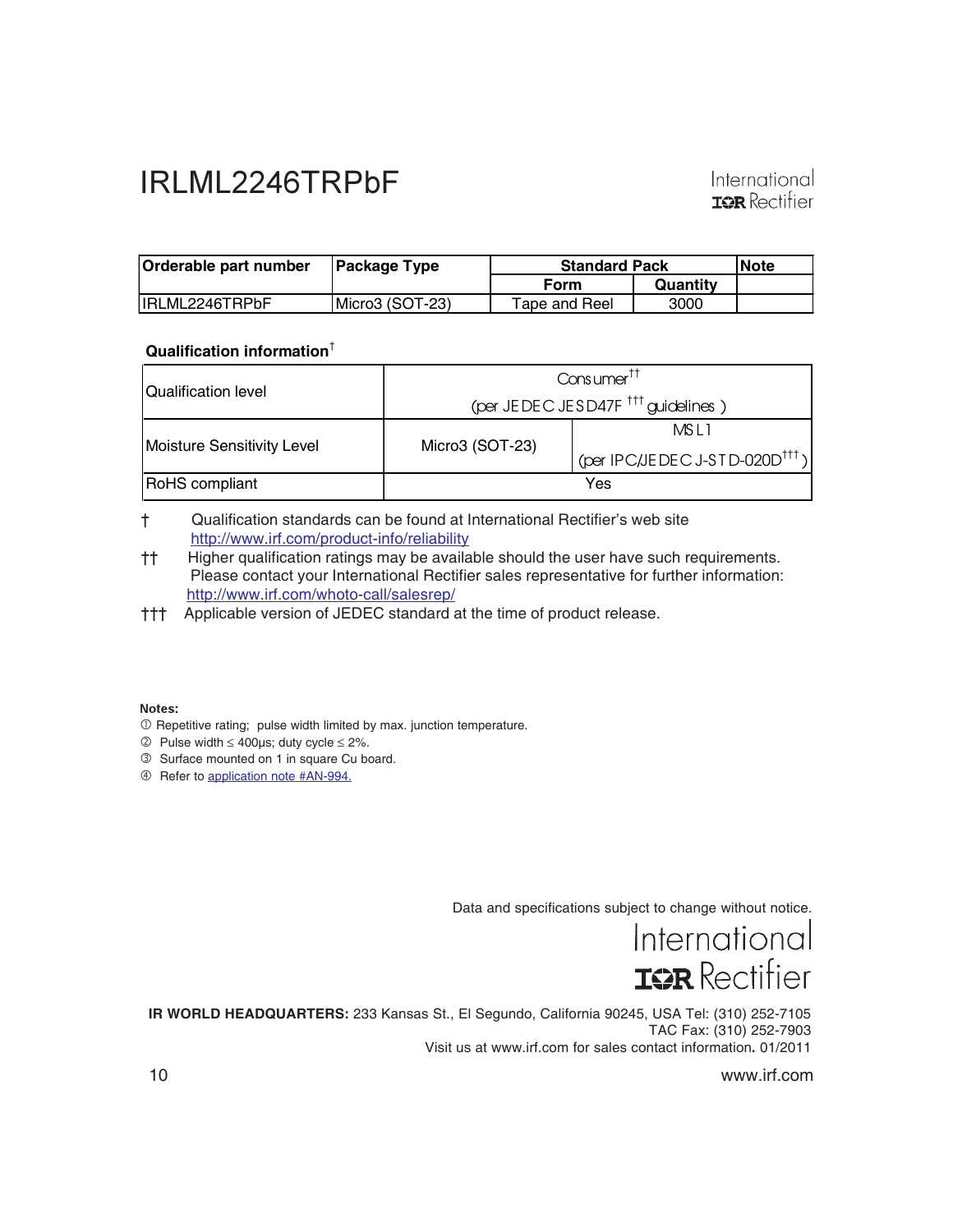| Orderable part number | Package Type | Standard Pack | | Note |
|---|---|---|---|---|
| | | Form | Quantity | |
| IRLML2246TRPbF | Micro3 (SOT-23) | Tape and Reel | 3000 | |

**Qualification information**†

| | | |
|---|---|---|
| Qualification level | Consumer†† (per JEDEC JESD47F ††† guidelines ) | |
| Moisture Sensitivity Level | Micro3 (SOT-23) | MSL1 (per IPC/JEDEC J-STD-020D†††) |
| RoHS compliant | Yes | |

† Qualification standards can be found at International Rectifier's web site http://www.irf.com/product-info/reliability

†† Higher qualification ratings may be available should the user have such requirements. Please contact your International Rectifier sales representative for further information: http://www.irf.com/whoto-call/salesrep/

††† Applicable version of JEDEC standard at the time of product release.

**Notes:**

① Repetitive rating; pulse width limited by max. junction temperature.

② Pulse width ≤ 400µs; duty cycle ≤ 2%.

③ Surface mounted on 1 in square Cu board.

④ Refer to application note #AN-994.

Data and specifications subject to change without notice.

International IOR Rectifier

**IR WORLD HEADQUARTERS:** 233 Kansas St., El Segundo, California 90245, USA Tel: (310) 252-7105
TAC Fax: (310) 252-7903
Visit us at www.irf.com for sales contact information**.** 01/2011